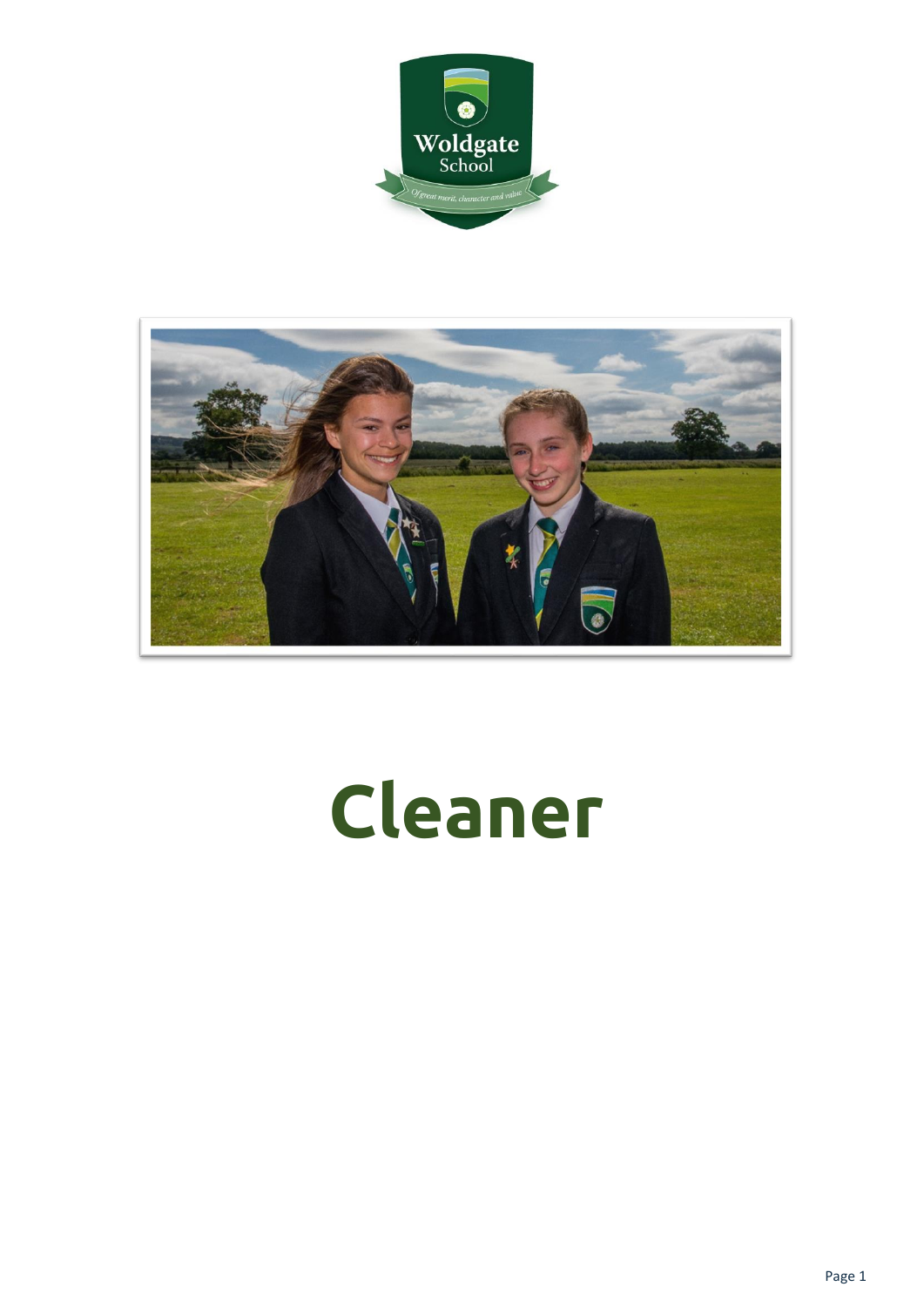Woldgate School

*Of great merit, character and value*

# Cleaner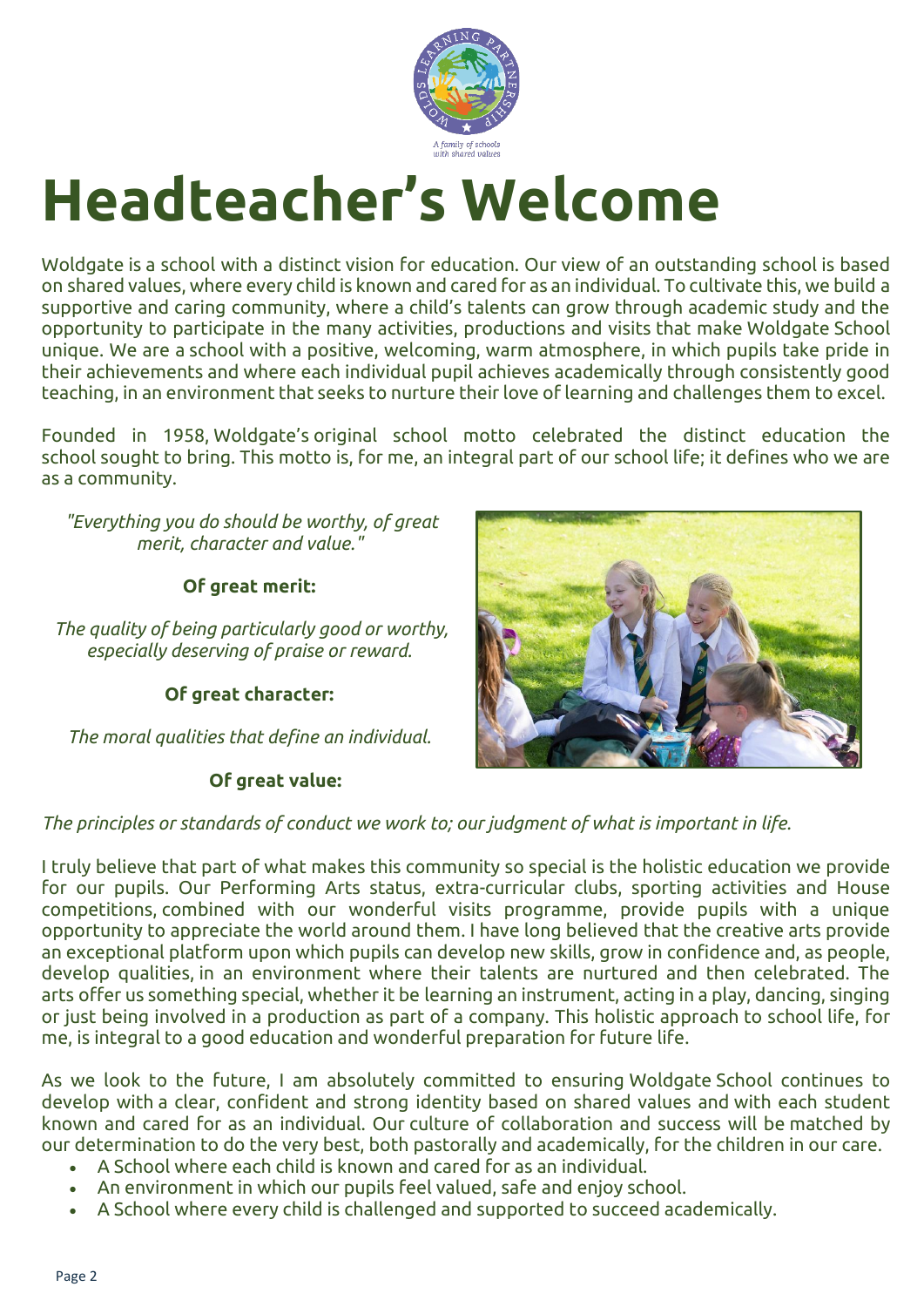# Headteacher's Welcome

Woldgate is a school with a distinct vision for education. Our view of an outstanding school is based on shared values, where every child is known and cared for as an individual. To cultivate this, we build a supportive and caring community, where a child's talents can grow through academic study and the opportunity to participate in the many activities, productions and visits that make Woldgate School unique. We are a school with a positive, welcoming, warm atmosphere, in which pupils take pride in their achievements and where each individual pupil achieves academically through consistently good teaching, in an environment that seeks to nurture their love of learning and challenges them to excel.

Founded in 1958, Woldgate's original school motto celebrated the distinct education the school sought to bring. This motto is, for me, an integral part of our school life; it defines who we are as a community.

*"Everything you do should be worthy, of great merit, character and value."*

**Of great merit:**

*The quality of being particularly good or worthy, especially deserving of praise or reward.*

**Of great character:**

*The moral qualities that define an individual.*

**Of great value:**

*The principles or standards of conduct we work to; our judgment of what is important in life.*

I truly believe that part of what makes this community so special is the holistic education we provide for our pupils. Our Performing Arts status, extra-curricular clubs, sporting activities and House competitions, combined with our wonderful visits programme, provide pupils with a unique opportunity to appreciate the world around them. I have long believed that the creative arts provide an exceptional platform upon which pupils can develop new skills, grow in confidence and, as people, develop qualities, in an environment where their talents are nurtured and then celebrated. The arts offer us something special, whether it be learning an instrument, acting in a play, dancing, singing or just being involved in a production as part of a company. This holistic approach to school life, for me, is integral to a good education and wonderful preparation for future life.

As we look to the future, I am absolutely committed to ensuring Woldgate School continues to develop with a clear, confident and strong identity based on shared values and with each student known and cared for as an individual. Our culture of collaboration and success will be matched by our determination to do the very best, both pastorally and academically, for the children in our care.

- A School where each child is known and cared for as an individual.
- An environment in which our pupils feel valued, safe and enjoy school.
- A School where every child is challenged and supported to succeed academically.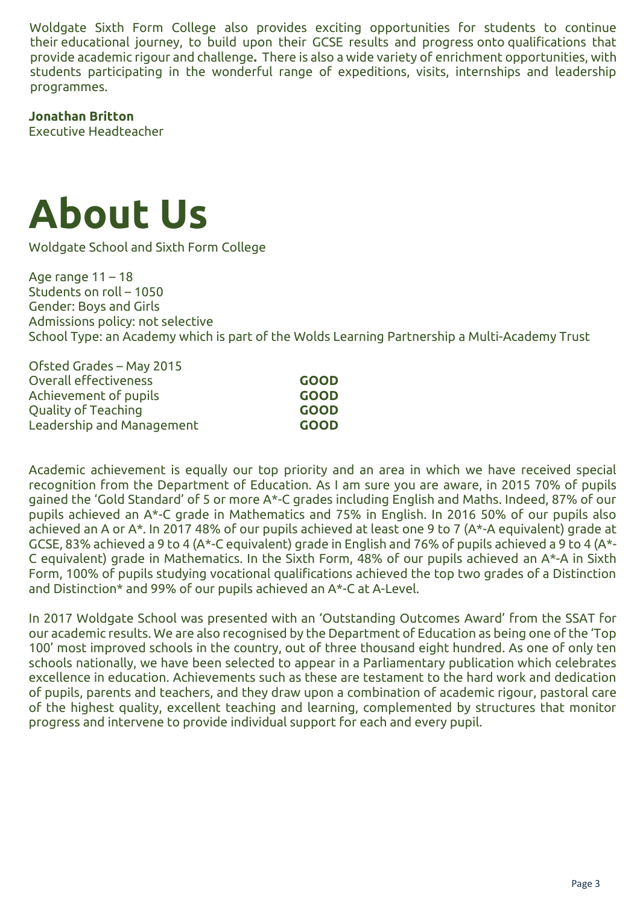Woldgate Sixth Form College also provides exciting opportunities for students to continue their educational journey, to build upon their GCSE results and progress onto qualifications that provide academic rigour and challenge**.** There is also a wide variety of enrichment opportunities, with students participating in the wonderful range of expeditions, visits, internships and leadership programmes.

**Jonathan Britton**
Executive Headteacher

# About Us

Woldgate School and Sixth Form College

Age range 11 – 18
Students on roll – 1050
Gender: Boys and Girls
Admissions policy: not selective
School Type: an Academy which is part of the Wolds Learning Partnership a Multi-Academy Trust

| Ofsted Grades – May 2015 | |
|---|---|
| Overall effectiveness | **GOOD** |
| Achievement of pupils | **GOOD** |
| Quality of Teaching | **GOOD** |
| Leadership and Management | **GOOD** |

Academic achievement is equally our top priority and an area in which we have received special recognition from the Department of Education. As I am sure you are aware, in 2015 70% of pupils gained the 'Gold Standard' of 5 or more A*-C grades including English and Maths. Indeed, 87% of our pupils achieved an A*-C grade in Mathematics and 75% in English. In 2016 50% of our pupils also achieved an A or A*. In 2017 48% of our pupils achieved at least one 9 to 7 (A*-A equivalent) grade at GCSE, 83% achieved a 9 to 4 (A*-C equivalent) grade in English and 76% of pupils achieved a 9 to 4 (A*-C equivalent) grade in Mathematics. In the Sixth Form, 48% of our pupils achieved an A*-A in Sixth Form, 100% of pupils studying vocational qualifications achieved the top two grades of a Distinction and Distinction* and 99% of our pupils achieved an A*-C at A-Level.

In 2017 Woldgate School was presented with an 'Outstanding Outcomes Award' from the SSAT for our academic results. We are also recognised by the Department of Education as being one of the 'Top 100' most improved schools in the country, out of three thousand eight hundred. As one of only ten schools nationally, we have been selected to appear in a Parliamentary publication which celebrates excellence in education. Achievements such as these are testament to the hard work and dedication of pupils, parents and teachers, and they draw upon a combination of academic rigour, pastoral care of the highest quality, excellent teaching and learning, complemented by structures that monitor progress and intervene to provide individual support for each and every pupil.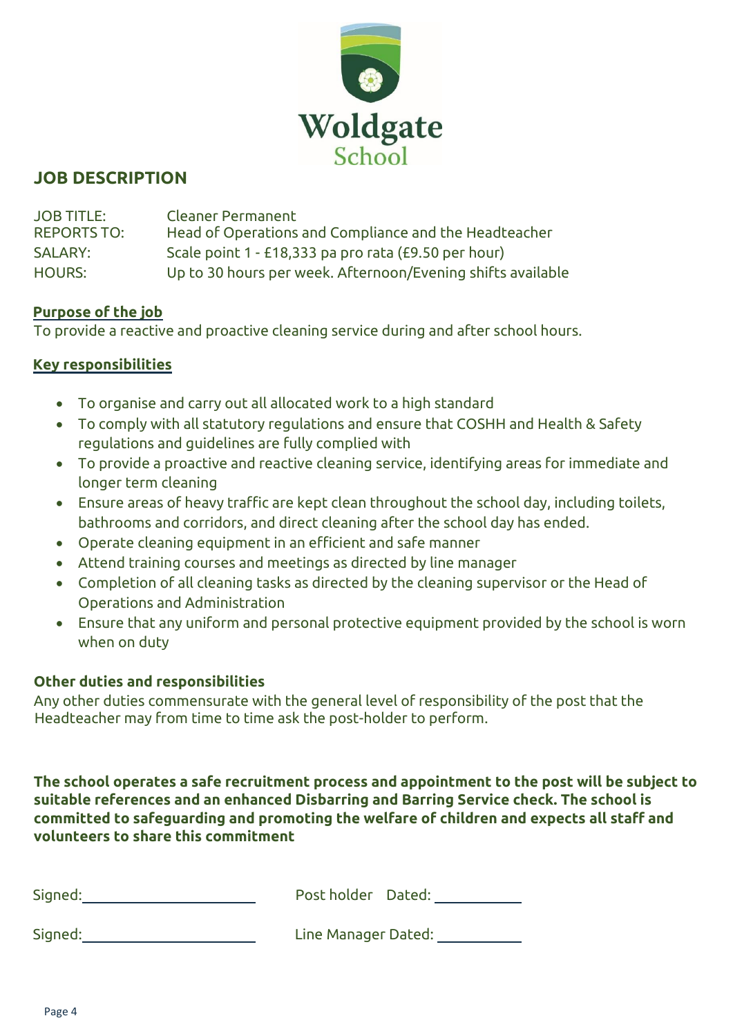Woldgate School

## JOB DESCRIPTION

| | |
|---|---|
| JOB TITLE: | Cleaner Permanent |
| REPORTS TO: | Head of Operations and Compliance and the Headteacher |
| SALARY: | Scale point 1 - £18,333 pa pro rata (£9.50 per hour) |
| HOURS: | Up to 30 hours per week. Afternoon/Evening shifts available |

### Purpose of the job

To provide a reactive and proactive cleaning service during and after school hours.

### Key responsibilities

- To organise and carry out all allocated work to a high standard
- To comply with all statutory regulations and ensure that COSHH and Health & Safety regulations and guidelines are fully complied with
- To provide a proactive and reactive cleaning service, identifying areas for immediate and longer term cleaning
- Ensure areas of heavy traffic are kept clean throughout the school day, including toilets, bathrooms and corridors, and direct cleaning after the school day has ended.
- Operate cleaning equipment in an efficient and safe manner
- Attend training courses and meetings as directed by line manager
- Completion of all cleaning tasks as directed by the cleaning supervisor or the Head of Operations and Administration
- Ensure that any uniform and personal protective equipment provided by the school is worn when on duty

### Other duties and responsibilities

Any other duties commensurate with the general level of responsibility of the post that the Headteacher may from time to time ask the post-holder to perform.

**The school operates a safe recruitment process and appointment to the post will be subject to suitable references and an enhanced Disbarring and Barring Service check. The school is committed to safeguarding and promoting the welfare of children and expects all staff and volunteers to share this commitment**

Signed: ______________________ Post holder Dated: ___________

Signed: ______________________ Line Manager Dated: ___________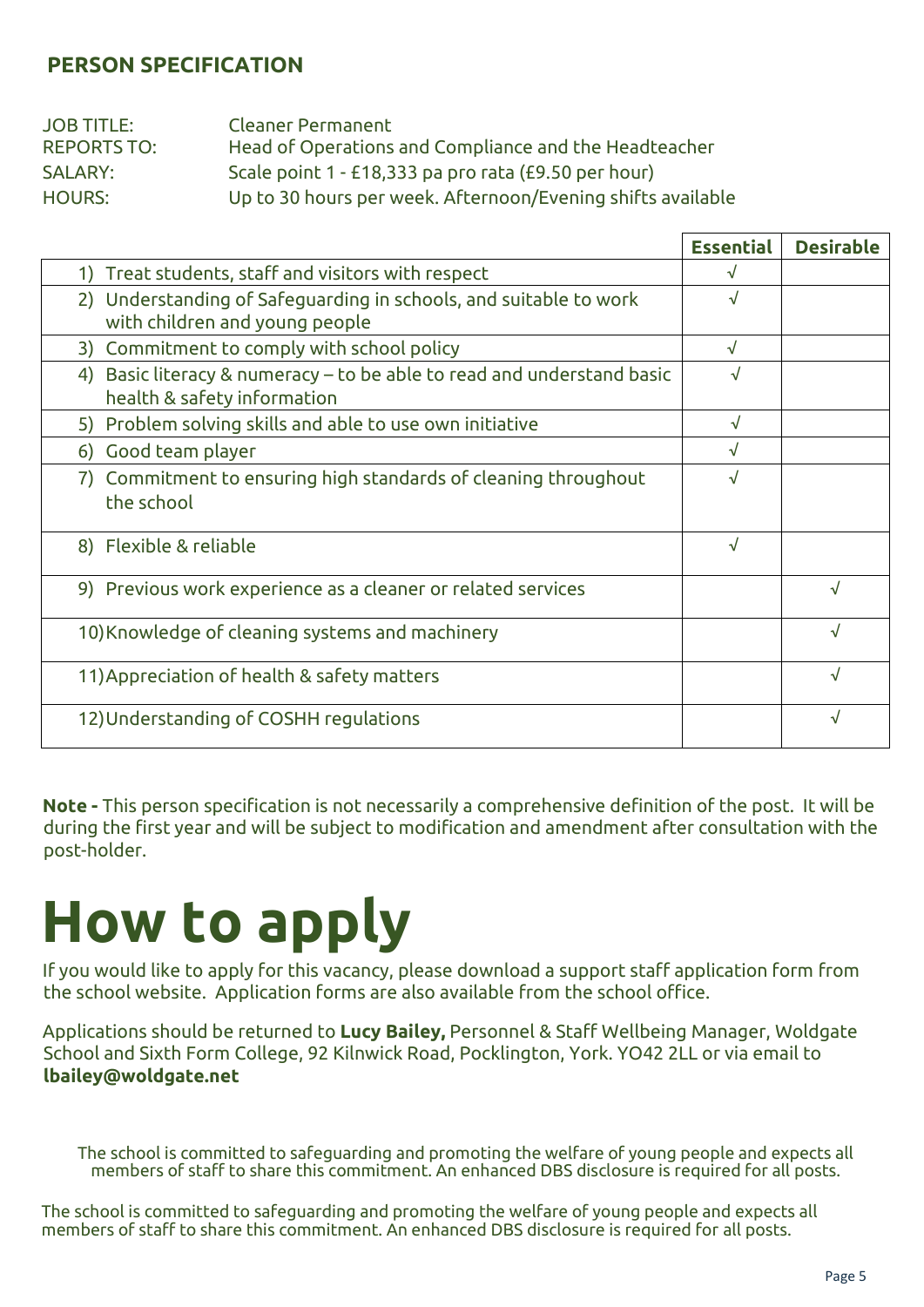## PERSON SPECIFICATION

| | |
|---|---|
| JOB TITLE: | Cleaner Permanent |
| REPORTS TO: | Head of Operations and Compliance and the Headteacher |
| SALARY: | Scale point 1 - £18,333 pa pro rata (£9.50 per hour) |
| HOURS: | Up to 30 hours per week. Afternoon/Evening shifts available |

| | Essential | Desirable |
|---|---|---|
| 1) Treat students, staff and visitors with respect | √ | |
| 2) Understanding of Safeguarding in schools, and suitable to work with children and young people | √ | |
| 3) Commitment to comply with school policy | √ | |
| 4) Basic literacy & numeracy – to be able to read and understand basic health & safety information | √ | |
| 5) Problem solving skills and able to use own initiative | √ | |
| 6) Good team player | √ | |
| 7) Commitment to ensuring high standards of cleaning throughout the school | √ | |
| 8) Flexible & reliable | √ | |
| 9) Previous work experience as a cleaner or related services | | √ |
| 10) Knowledge of cleaning systems and machinery | | √ |
| 11) Appreciation of health & safety matters | | √ |
| 12) Understanding of COSHH regulations | | √ |

**Note -** This person specification is not necessarily a comprehensive definition of the post. It will be during the first year and will be subject to modification and amendment after consultation with the post-holder.

# How to apply

If you would like to apply for this vacancy, please download a support staff application form from the school website. Application forms are also available from the school office.

Applications should be returned to **Lucy Bailey,** Personnel & Staff Wellbeing Manager, Woldgate School and Sixth Form College, 92 Kilnwick Road, Pocklington, York. YO42 2LL or via email to **lbailey@woldgate.net**

The school is committed to safeguarding and promoting the welfare of young people and expects all members of staff to share this commitment. An enhanced DBS disclosure is required for all posts.

The school is committed to safeguarding and promoting the welfare of young people and expects all members of staff to share this commitment. An enhanced DBS disclosure is required for all posts.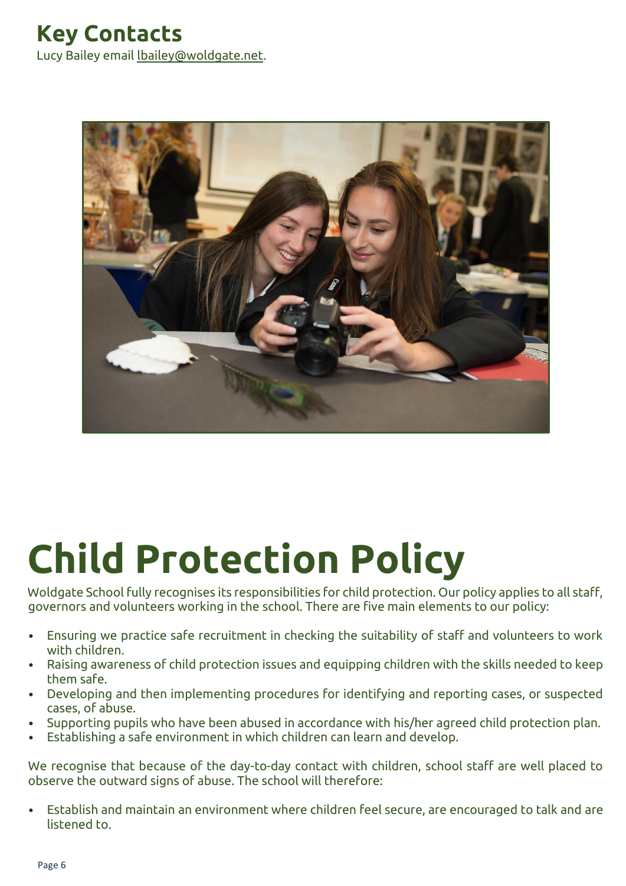## Key Contacts

Lucy Bailey email lbailey@woldgate.net.

# Child Protection Policy

Woldgate School fully recognises its responsibilities for child protection. Our policy applies to all staff, governors and volunteers working in the school. There are five main elements to our policy:

- Ensuring we practice safe recruitment in checking the suitability of staff and volunteers to work with children.
- Raising awareness of child protection issues and equipping children with the skills needed to keep them safe.
- Developing and then implementing procedures for identifying and reporting cases, or suspected cases, of abuse.
- Supporting pupils who have been abused in accordance with his/her agreed child protection plan.
- Establishing a safe environment in which children can learn and develop.

We recognise that because of the day-to-day contact with children, school staff are well placed to observe the outward signs of abuse. The school will therefore:

- Establish and maintain an environment where children feel secure, are encouraged to talk and are listened to.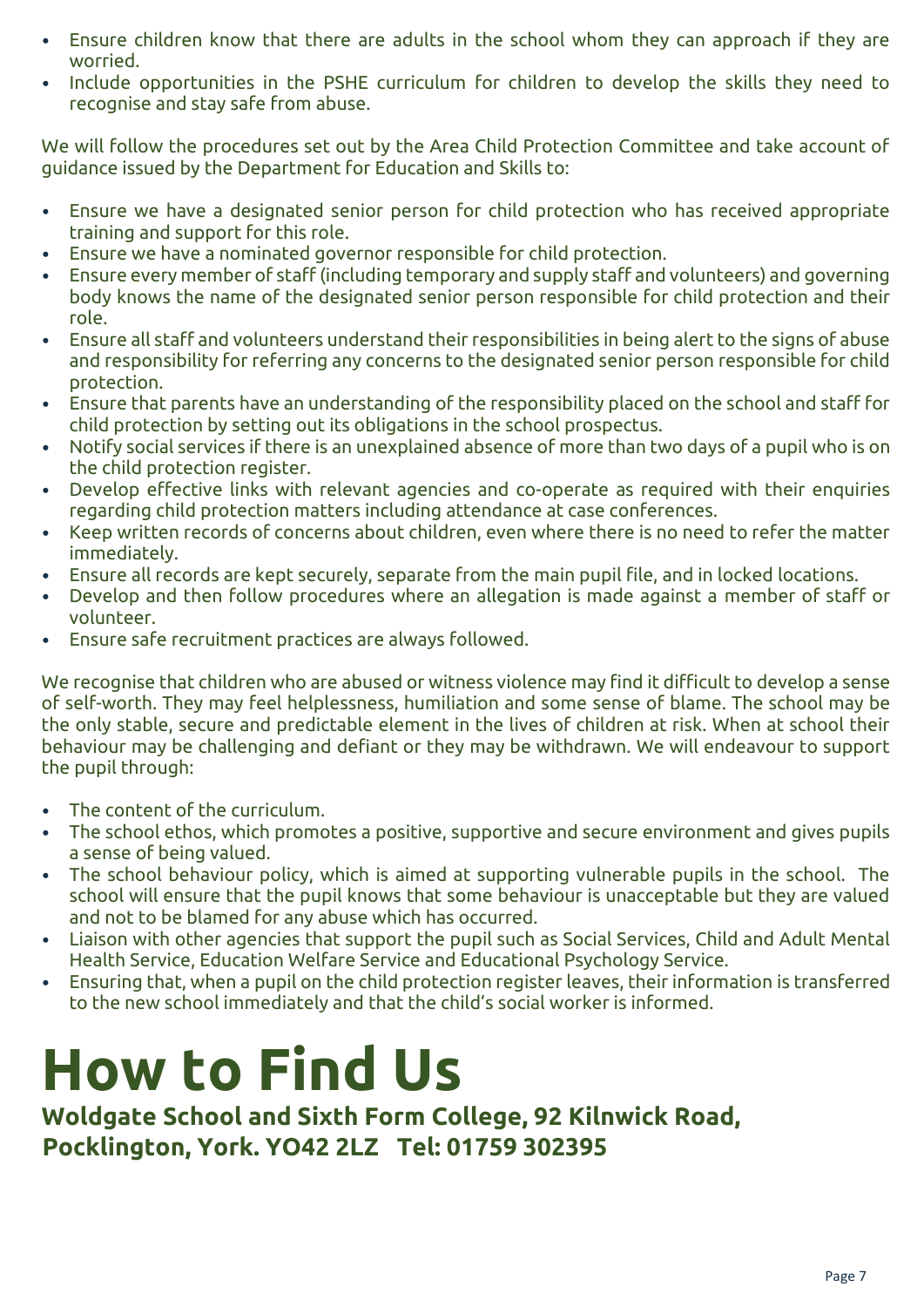- Ensure children know that there are adults in the school whom they can approach if they are worried.
- Include opportunities in the PSHE curriculum for children to develop the skills they need to recognise and stay safe from abuse.

We will follow the procedures set out by the Area Child Protection Committee and take account of guidance issued by the Department for Education and Skills to:

- Ensure we have a designated senior person for child protection who has received appropriate training and support for this role.
- Ensure we have a nominated governor responsible for child protection.
- Ensure every member of staff (including temporary and supply staff and volunteers) and governing body knows the name of the designated senior person responsible for child protection and their role.
- Ensure all staff and volunteers understand their responsibilities in being alert to the signs of abuse and responsibility for referring any concerns to the designated senior person responsible for child protection.
- Ensure that parents have an understanding of the responsibility placed on the school and staff for child protection by setting out its obligations in the school prospectus.
- Notify social services if there is an unexplained absence of more than two days of a pupil who is on the child protection register.
- Develop effective links with relevant agencies and co-operate as required with their enquiries regarding child protection matters including attendance at case conferences.
- Keep written records of concerns about children, even where there is no need to refer the matter immediately.
- Ensure all records are kept securely, separate from the main pupil file, and in locked locations.
- Develop and then follow procedures where an allegation is made against a member of staff or volunteer.
- Ensure safe recruitment practices are always followed.

We recognise that children who are abused or witness violence may find it difficult to develop a sense of self-worth. They may feel helplessness, humiliation and some sense of blame. The school may be the only stable, secure and predictable element in the lives of children at risk. When at school their behaviour may be challenging and defiant or they may be withdrawn. We will endeavour to support the pupil through:

- The content of the curriculum.
- The school ethos, which promotes a positive, supportive and secure environment and gives pupils a sense of being valued.
- The school behaviour policy, which is aimed at supporting vulnerable pupils in the school. The school will ensure that the pupil knows that some behaviour is unacceptable but they are valued and not to be blamed for any abuse which has occurred.
- Liaison with other agencies that support the pupil such as Social Services, Child and Adult Mental Health Service, Education Welfare Service and Educational Psychology Service.
- Ensuring that, when a pupil on the child protection register leaves, their information is transferred to the new school immediately and that the child's social worker is informed.

# How to Find Us

## Woldgate School and Sixth Form College, 92 Kilnwick Road, Pocklington, York. YO42 2LZ Tel: 01759 302395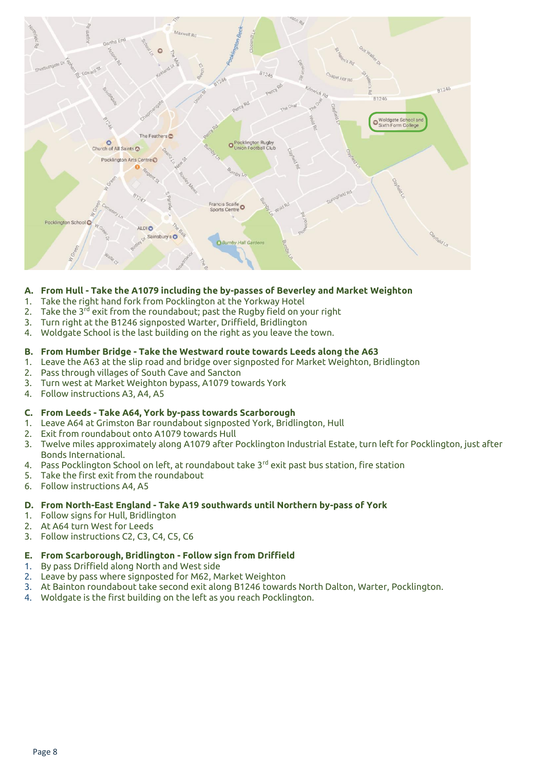**A. From Hull - Take the A1079 including the by-passes of Beverley and Market Weighton**

1. Take the right hand fork from Pocklington at the Yorkway Hotel
2. Take the 3rd exit from the roundabout; past the Rugby field on your right
3. Turn right at the B1246 signposted Warter, Driffield, Bridlington
4. Woldgate School is the last building on the right as you leave the town.

**B. From Humber Bridge - Take the Westward route towards Leeds along the A63**

1. Leave the A63 at the slip road and bridge over signposted for Market Weighton, Bridlington
2. Pass through villages of South Cave and Sancton
3. Turn west at Market Weighton bypass, A1079 towards York
4. Follow instructions A3, A4, A5

**C. From Leeds - Take A64, York by-pass towards Scarborough**

1. Leave A64 at Grimston Bar roundabout signposted York, Bridlington, Hull
2. Exit from roundabout onto A1079 towards Hull
3. Twelve miles approximately along A1079 after Pocklington Industrial Estate, turn left for Pocklington, just after Bonds International.
4. Pass Pocklington School on left, at roundabout take 3rd exit past bus station, fire station
5. Take the first exit from the roundabout
6. Follow instructions A4, A5

**D. From North-East England - Take A19 southwards until Northern by-pass of York**

1. Follow signs for Hull, Bridlington
2. At A64 turn West for Leeds
3. Follow instructions C2, C3, C4, C5, C6

**E. From Scarborough, Bridlington - Follow sign from Driffield**

1. By pass Driffield along North and West side
2. Leave by pass where signposted for M62, Market Weighton
3. At Bainton roundabout take second exit along B1246 towards North Dalton, Warter, Pocklington.
4. Woldgate is the first building on the left as you reach Pocklington.